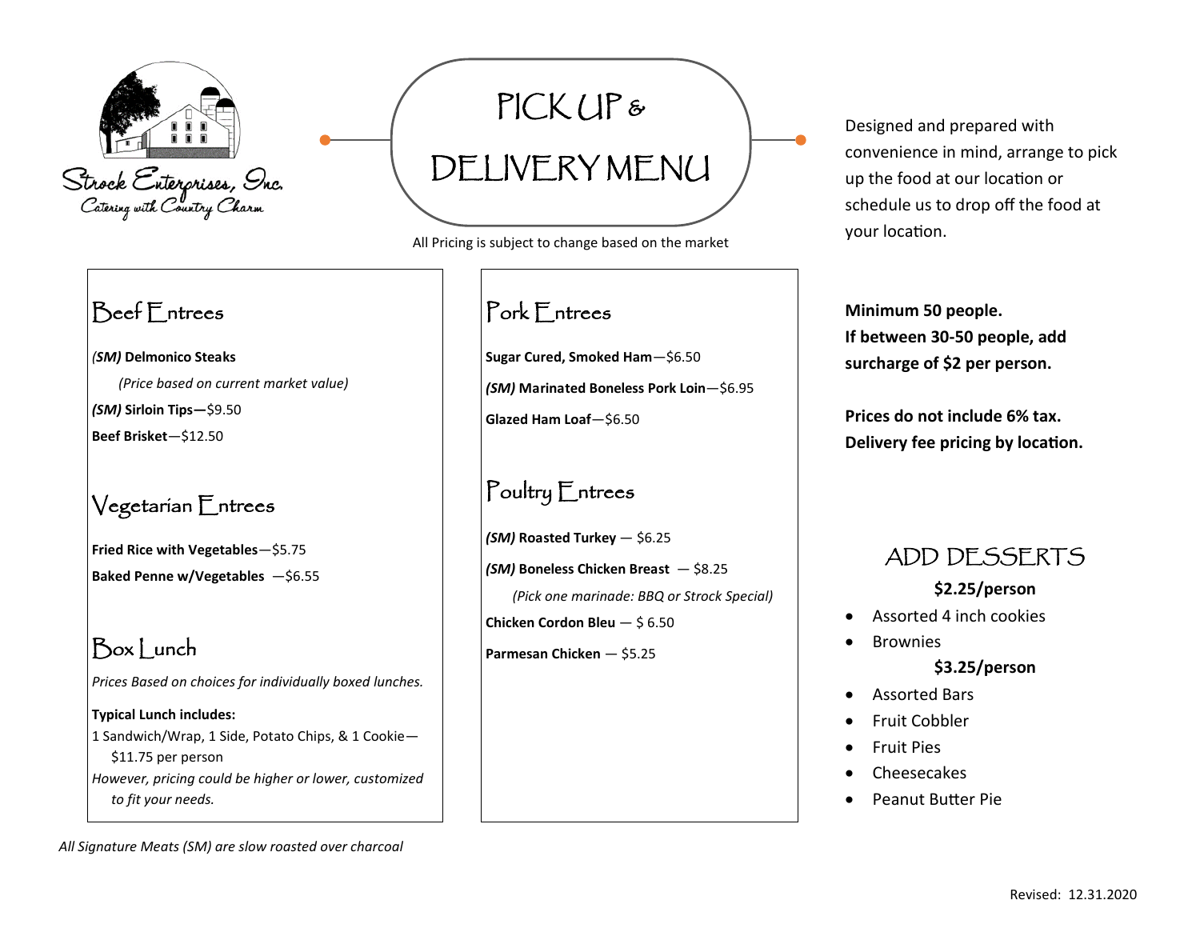Strock Enterprises, Inc.
Catering with Country Charm

# PICK UP & DELIVERY MENU

All Pricing is subject to change based on the market

Designed and prepared with convenience in mind, arrange to pick up the food at our location or schedule us to drop off the food at your location.

## Beef Entrees

***(SM)*** **Delmonico Steaks**

*(Price based on current market value)*

***(SM)*** **Sirloin Tips—**$9.50

**Beef Brisket**—$12.50

## Vegetarian Entrees

**Fried Rice with Vegetables**—$5.75

**Baked Penne w/Vegetables** —$6.55

## Box Lunch

*Prices Based on choices for individually boxed lunches.*

**Typical Lunch includes:**

1 Sandwich/Wrap, 1 Side, Potato Chips, & 1 Cookie—$11.75 per person

*However, pricing could be higher or lower, customized to fit your needs.*

## Pork Entrees

**Sugar Cured, Smoked Ham**—$6.50

***(SM)*** **Marinated Boneless Pork Loin**—$6.95

**Glazed Ham Loaf**—$6.50

## Poultry Entrees

***(SM)*** **Roasted Turkey** — $6.25

***(SM)*** **Boneless Chicken Breast** — $8.25

*(Pick one marinade: BBQ or Strock Special)*

**Chicken Cordon Bleu** — $ 6.50

**Parmesan Chicken** — $5.25

*All Signature Meats (SM) are slow roasted over charcoal*

**Minimum 50 people.**
**If between 30-50 people, add surcharge of $2 per person.**

**Prices do not include 6% tax.**
**Delivery fee pricing by location.**

## ADD DESSERTS

**$2.25/person**

- Assorted 4 inch cookies
- Brownies

**$3.25/person**

- Assorted Bars
- Fruit Cobbler
- Fruit Pies
- Cheesecakes
- Peanut Butter Pie

Revised: 12.31.2020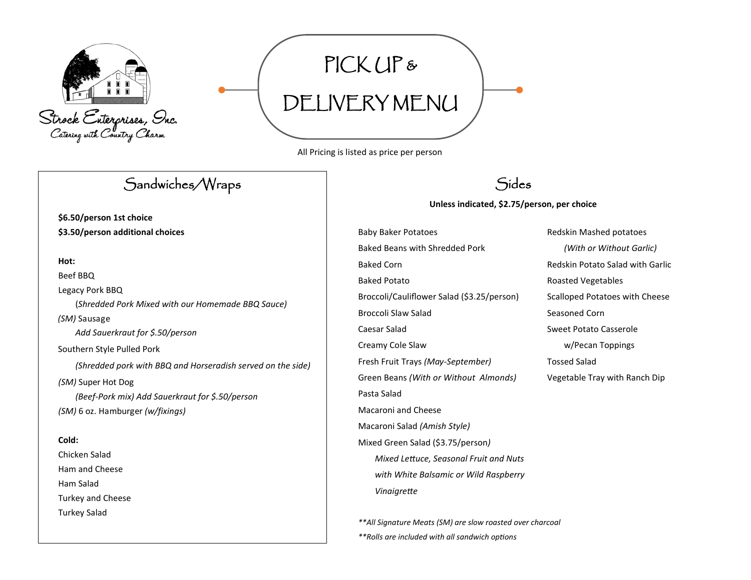Strock Enterprises, Inc.
Catering with Country Charm

# PICK UP & DELIVERY MENU

All Pricing is listed as price per person

## Sandwiches/Wraps

**$6.50/person 1st choice**
**$3.50/person additional choices**

**Hot:**

Beef BBQ
Legacy Pork BBQ
(*Shredded Pork Mixed with our Homemade BBQ Sauce)*
*(SM)* Sausage
*Add Sauerkraut for $.50/person*
Southern Style Pulled Pork
*(Shredded pork with BBQ and Horseradish served on the side)*
*(SM)* Super Hot Dog
*(Beef-Pork mix) Add Sauerkraut for $.50/person*
*(SM)* 6 oz. Hamburger *(w/fixings)*

**Cold:**

Chicken Salad
Ham and Cheese
Ham Salad
Turkey and Cheese
Turkey Salad

## Sides

**Unless indicated, $2.75/person, per choice**

Baby Baker Potatoes
Baked Beans with Shredded Pork
Baked Corn
Baked Potato
Broccoli/Cauliflower Salad ($3.25/person)
Broccoli Slaw Salad
Caesar Salad
Creamy Cole Slaw
Fresh Fruit Trays *(May-September)*
Green Beans *(With or Without Almonds)*
Pasta Salad
Macaroni and Cheese
Macaroni Salad *(Amish Style)*
Mixed Green Salad ($3.75/person)
*Mixed Lettuce, Seasonal Fruit and Nuts with White Balsamic or Wild Raspberry Vinaigrette*
Redskin Mashed potatoes
*(With or Without Garlic)*
Redskin Potato Salad with Garlic
Roasted Vegetables
Scalloped Potatoes with Cheese
Seasoned Corn
Sweet Potato Casserole
w/Pecan Toppings
Tossed Salad
Vegetable Tray with Ranch Dip

*\*\*All Signature Meats (SM) are slow roasted over charcoal*
*\*\*Rolls are included with all sandwich options*